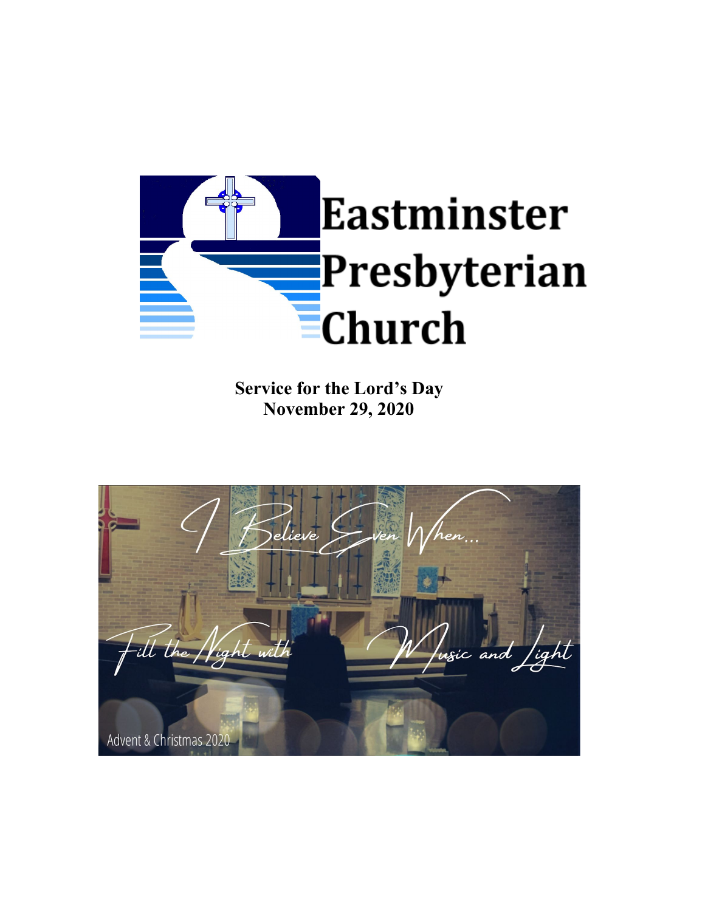# Eastminster Presbyterian Church

**Service for the Lord's Day**
**November 29, 2020**

I Believe Even When...

Fill the Night with Music and Light

Advent & Christmas 2020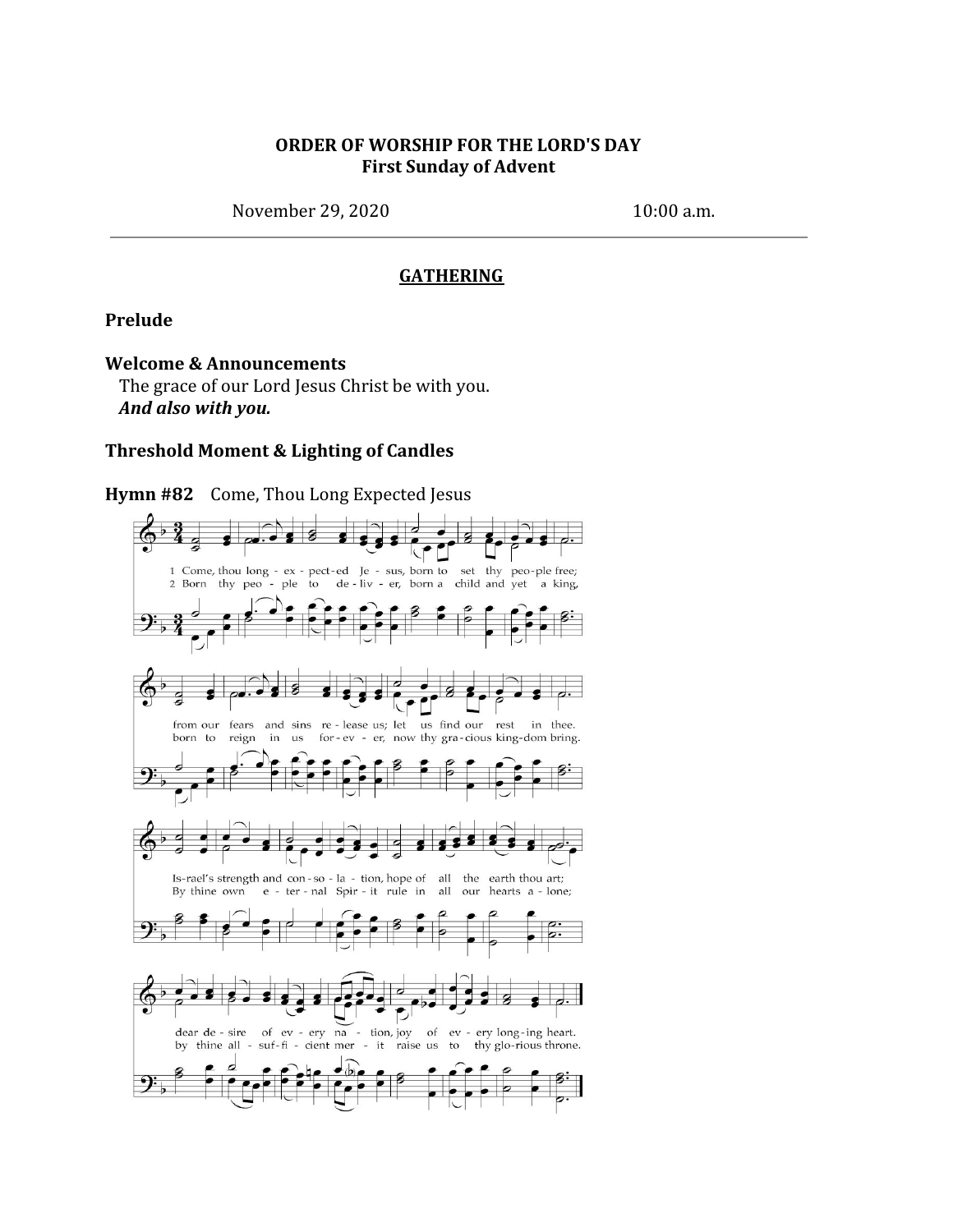**ORDER OF WORSHIP FOR THE LORD'S DAY**
**First Sunday of Advent**

November 29, 2020 10:00 a.m.

---

## GATHERING

**Prelude**

**Welcome & Announcements**
The grace of our Lord Jesus Christ be with you.
***And also with you.***

**Threshold Moment & Lighting of Candles**

**Hymn #82** Come, Thou Long Expected Jesus

1 Come, thou long - ex - pect-ed Je - sus, born to set thy peo-ple free;
from our fears and sins re - lease us; let us find our rest in thee.
Is-rael's strength and con - so - la - tion, hope of all the earth thou art;
dear de - sire of ev - ery na - tion, joy of ev - ery long-ing heart.

2 Born thy peo - ple to de - liv - er, born a child and yet a king,
born to reign in us for - ev - er, now thy gra-cious king-dom bring.
By thine own e - ter - nal Spir - it rule in all our hearts a - lone;
by thine all - suf-fi - cient mer - it raise us to thy glo-rious throne.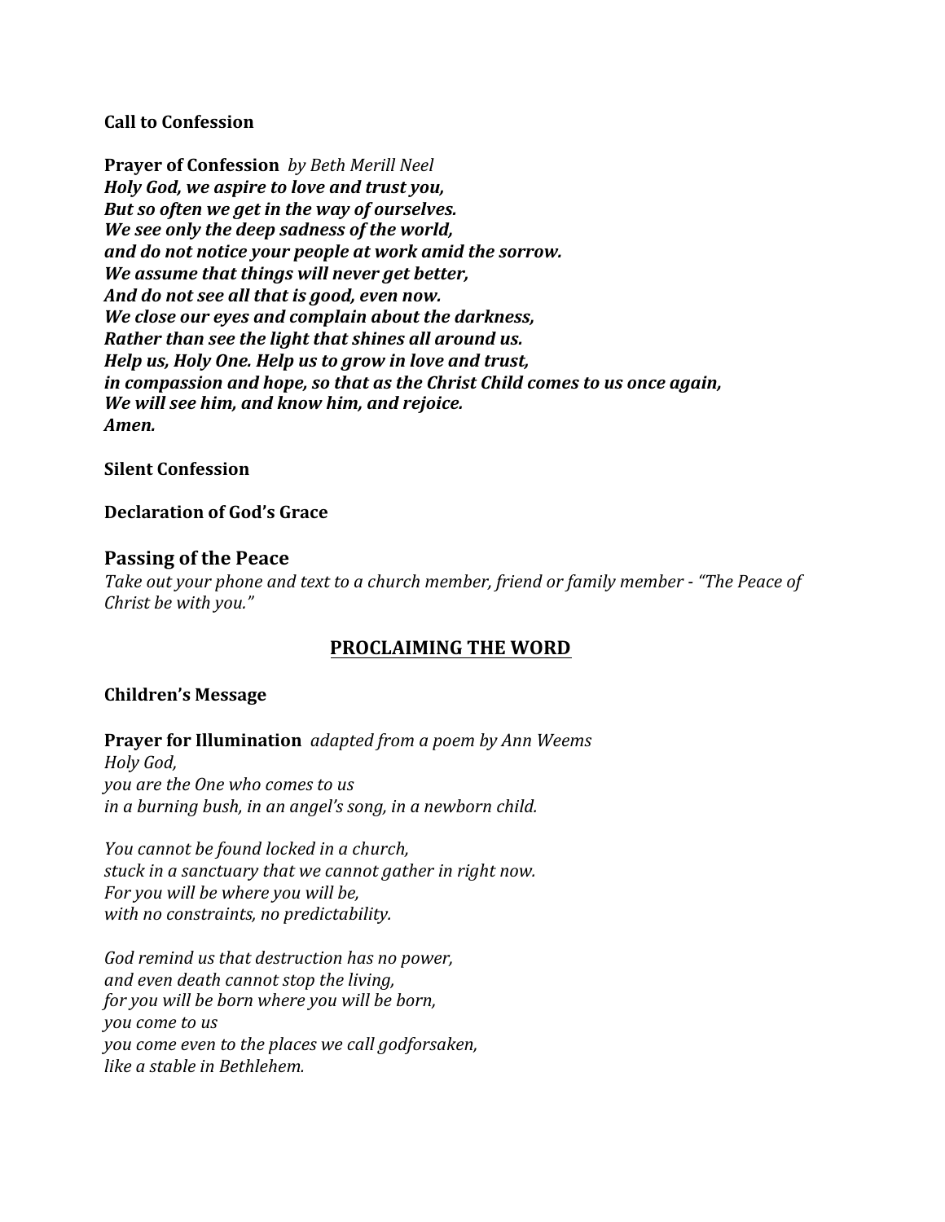**Call to Confession**

**Prayer of Confession** *by Beth Merill Neel*
***Holy God, we aspire to love and trust you,***
***But so often we get in the way of ourselves.***
***We see only the deep sadness of the world,***
***and do not notice your people at work amid the sorrow.***
***We assume that things will never get better,***
***And do not see all that is good, even now.***
***We close our eyes and complain about the darkness,***
***Rather than see the light that shines all around us.***
***Help us, Holy One. Help us to grow in love and trust,***
***in compassion and hope, so that as the Christ Child comes to us once again,***
***We will see him, and know him, and rejoice.***
***Amen.***

**Silent Confession**

**Declaration of God's Grace**

## Passing of the Peace

*Take out your phone and text to a church member, friend or family member - "The Peace of Christ be with you."*

## PROCLAIMING THE WORD

**Children's Message**

**Prayer for Illumination** *adapted from a poem by Ann Weems*
*Holy God,*
*you are the One who comes to us*
*in a burning bush, in an angel's song, in a newborn child.*

*You cannot be found locked in a church,*
*stuck in a sanctuary that we cannot gather in right now.*
*For you will be where you will be,*
*with no constraints, no predictability.*

*God remind us that destruction has no power,*
*and even death cannot stop the living,*
*for you will be born where you will be born,*
*you come to us*
*you come even to the places we call godforsaken,*
*like a stable in Bethlehem.*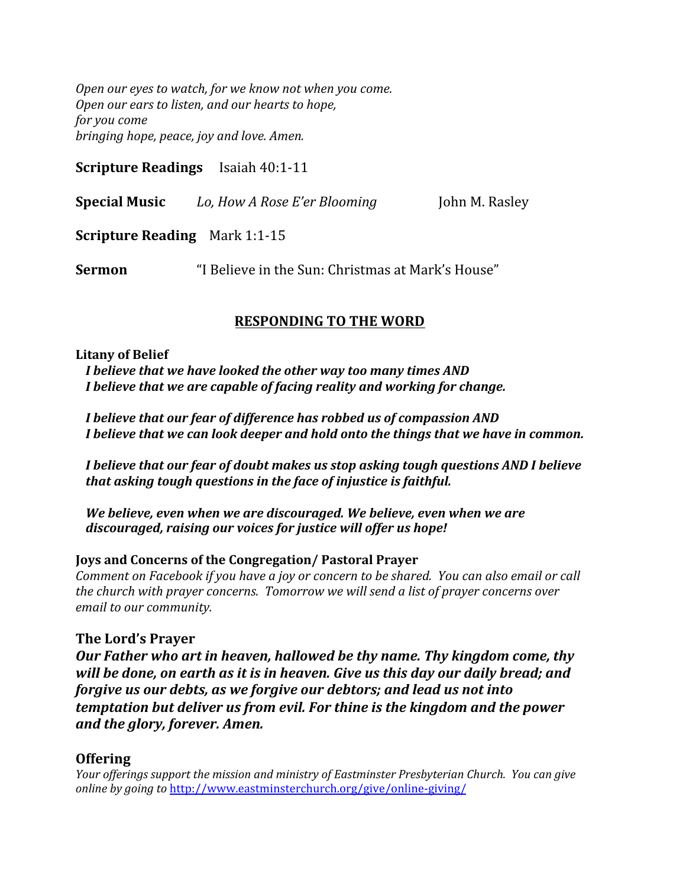*Open our eyes to watch, for we know not when you come.*
*Open our ears to listen, and our hearts to hope,*
*for you come*
*bringing hope, peace, joy and love. Amen.*

**Scripture Readings** Isaiah 40:1-11

**Special Music** *Lo, How A Rose E'er Blooming* John M. Rasley

**Scripture Reading** Mark 1:1-15

**Sermon** "I Believe in the Sun: Christmas at Mark's House"

## RESPONDING TO THE WORD

**Litany of Belief**

***I believe that we have looked the other way too many times AND***
***I believe that we are capable of facing reality and working for change.***

***I believe that our fear of difference has robbed us of compassion AND***
***I believe that we can look deeper and hold onto the things that we have in common.***

***I believe that our fear of doubt makes us stop asking tough questions AND I believe that asking tough questions in the face of injustice is faithful.***

***We believe, even when we are discouraged. We believe, even when we are discouraged, raising our voices for justice will offer us hope!***

**Joys and Concerns of the Congregation/ Pastoral Prayer**

*Comment on Facebook if you have a joy or concern to be shared. You can also email or call the church with prayer concerns. Tomorrow we will send a list of prayer concerns over email to our community.*

### The Lord's Prayer

***Our Father who art in heaven, hallowed be thy name. Thy kingdom come, thy will be done, on earth as it is in heaven. Give us this day our daily bread; and forgive us our debts, as we forgive our debtors; and lead us not into temptation but deliver us from evil. For thine is the kingdom and the power and the glory, forever. Amen.***

### Offering

*Your offerings support the mission and ministry of Eastminster Presbyterian Church. You can give online by going to* http://www.eastminsterchurch.org/give/online-giving/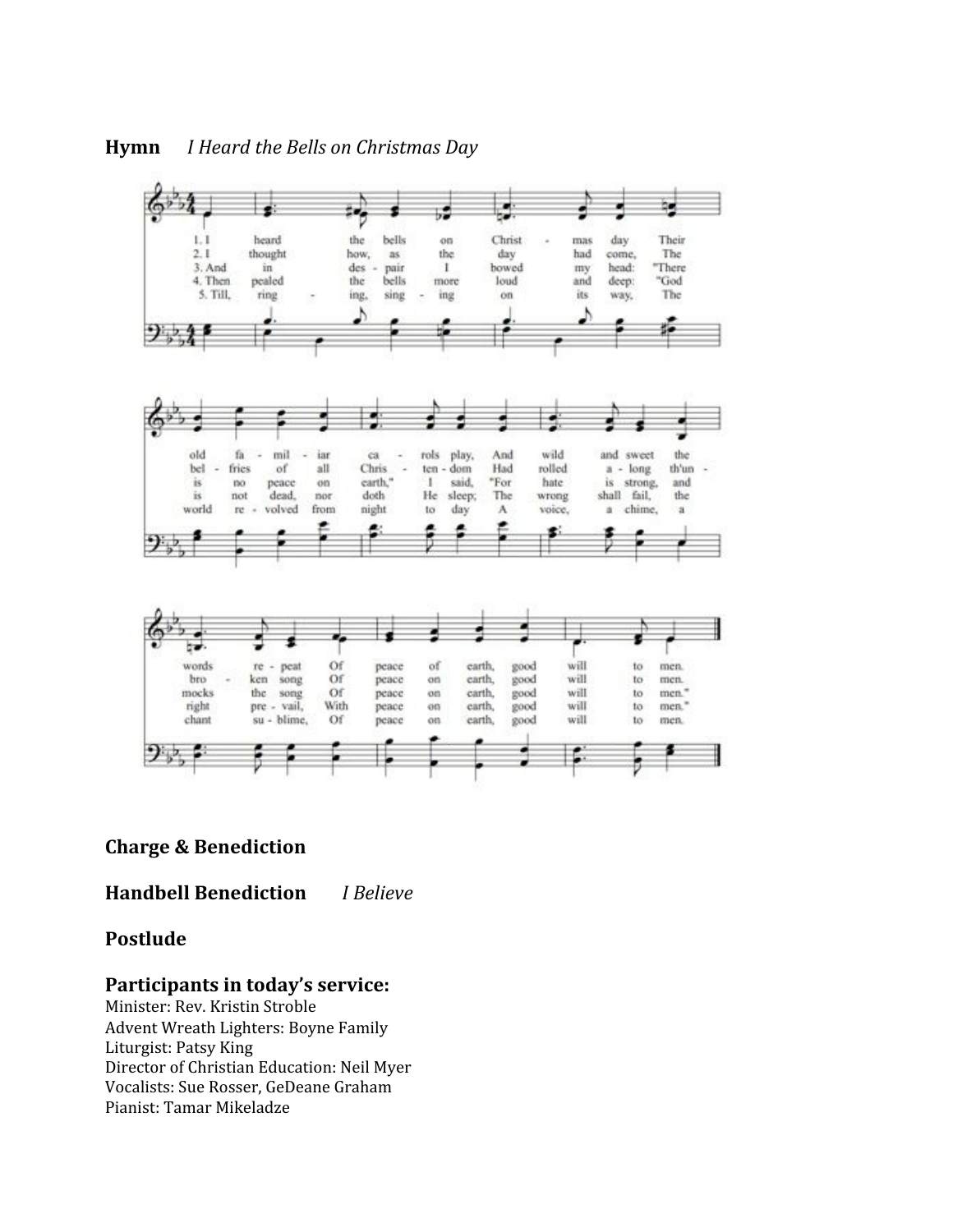**Hymn** *I Heard the Bells on Christmas Day*

1. I heard the bells on Christmas day Their old familiar carols play, And wild and sweet the words repeat Of peace of earth, good will to men.
2. I thought how, as the day had come, The belfries of all Christendom Had rolled along th'unbroken song Of peace on earth, good will to men.
3. And in despair I bowed my head: "There is no peace on earth," I said, "For hate is strong, and mocks the song Of peace on earth, good will to men."
4. Then pealed the bells more loud and deep: "God is not dead, nor doth He sleep; The wrong shall fail, the right prevail, With peace on earth, good will to men."
5. Till, ringing, singing on its way, The world revolved from night to day A voice, a chime, a chant sublime, Of peace on earth, good will to men.

**Charge & Benediction**

**Handbell Benediction** *I Believe*

**Postlude**

**Participants in today's service:**

Minister: Rev. Kristin Stroble
Advent Wreath Lighters: Boyne Family
Liturgist: Patsy King
Director of Christian Education: Neil Myer
Vocalists: Sue Rosser, GeDeane Graham
Pianist: Tamar Mikeladze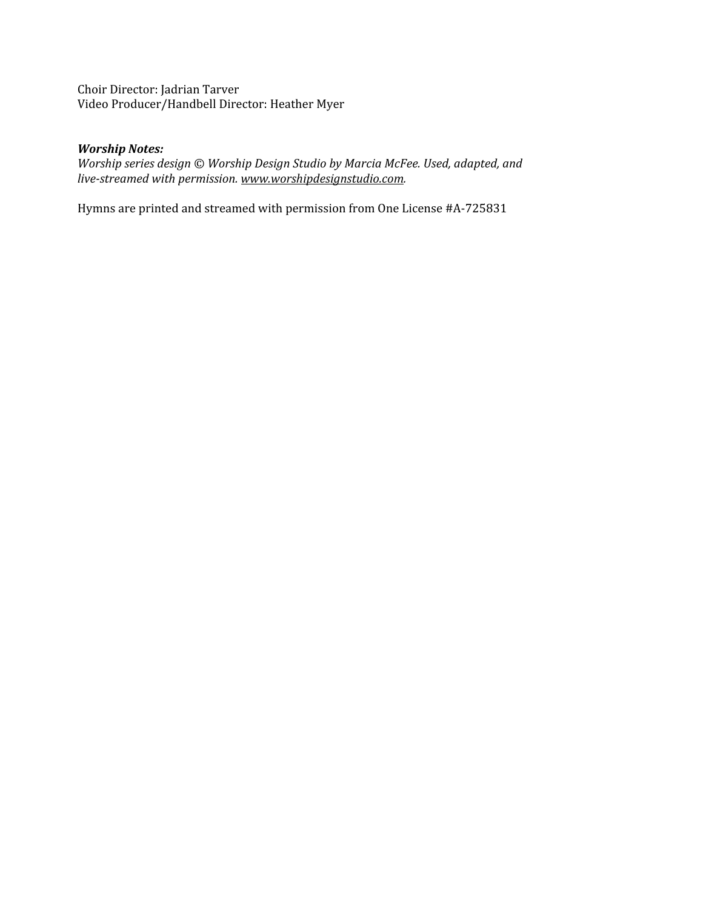Choir Director: Jadrian Tarver
Video Producer/Handbell Director: Heather Myer

***Worship Notes:***
*Worship series design © Worship Design Studio by Marcia McFee. Used, adapted, and live-streamed with permission. www.worshipdesignstudio.com.*

Hymns are printed and streamed with permission from One License #A-725831